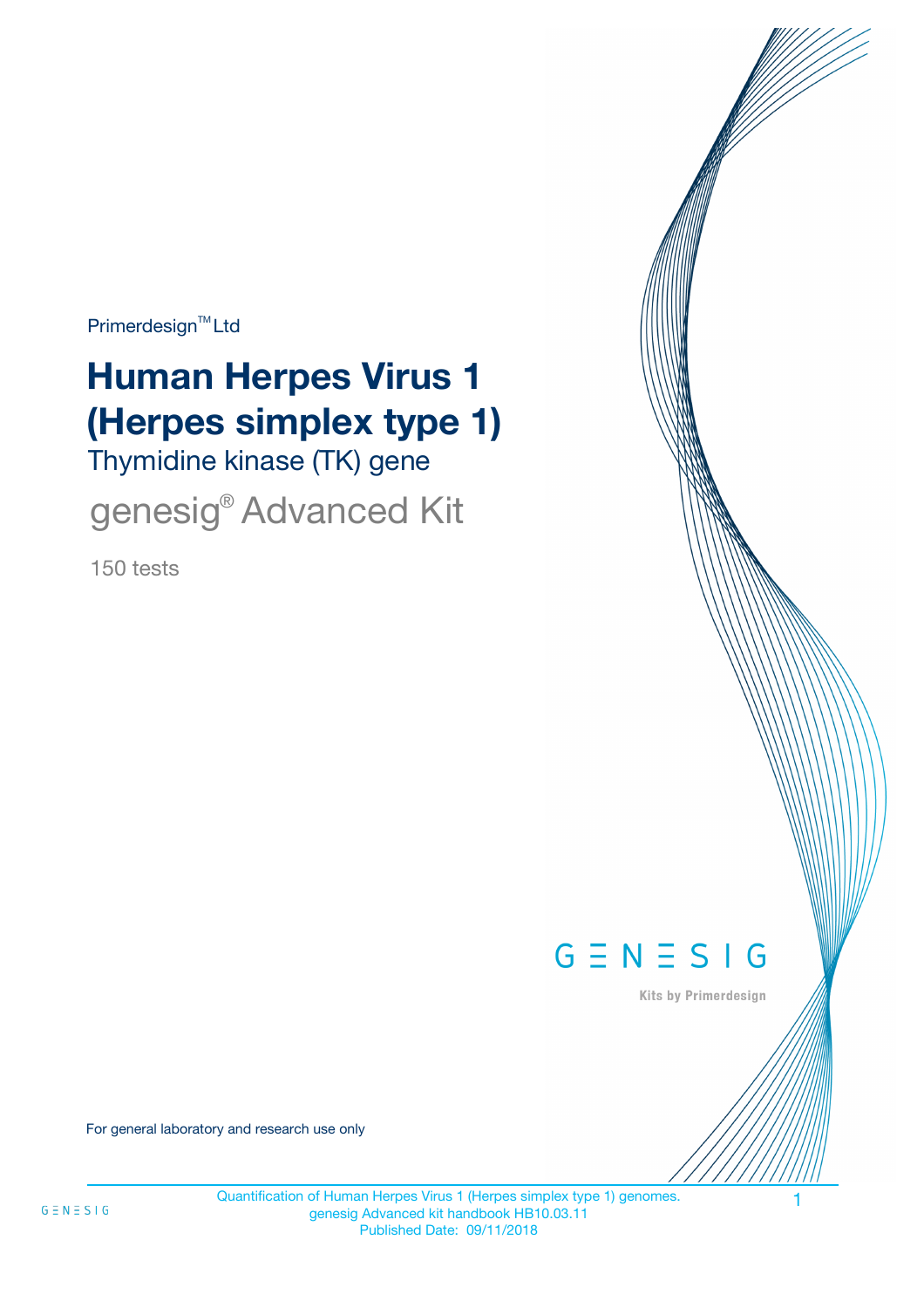Primerdesign™ Ltd

# Human Herpes Virus 1 (Herpes simplex type 1)

Thymidine kinase (TK) gene

genesig® Advanced Kit

150 tests

GENESIG

Kits by Primerdesign

For general laboratory and research use only

Quantification of Human Herpes Virus 1 (Herpes simplex type 1) genomes.
genesig Advanced kit handbook HB10.03.11
Published Date: 09/11/2018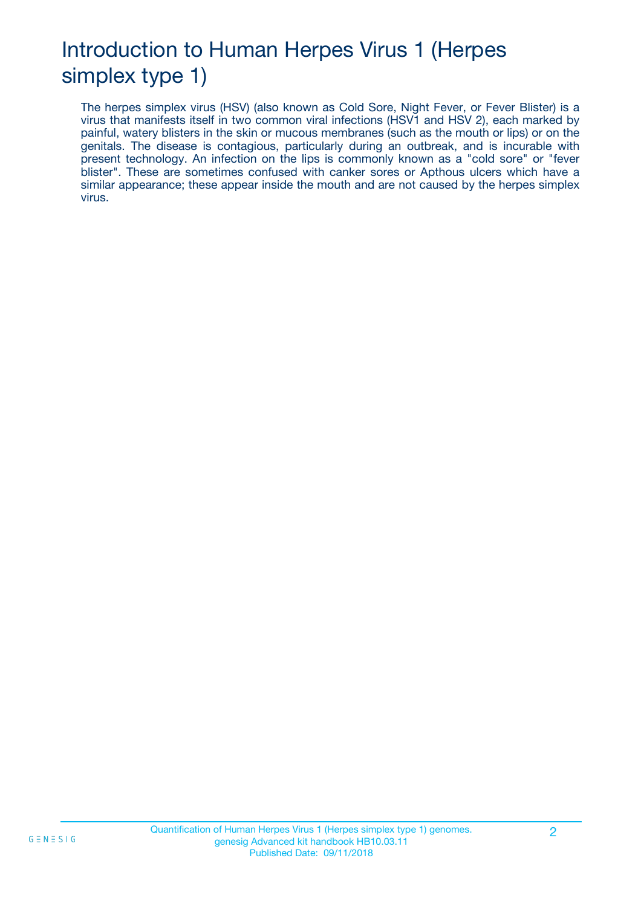# Introduction to Human Herpes Virus 1 (Herpes simplex type 1)

The herpes simplex virus (HSV) (also known as Cold Sore, Night Fever, or Fever Blister) is a virus that manifests itself in two common viral infections (HSV1 and HSV 2), each marked by painful, watery blisters in the skin or mucous membranes (such as the mouth or lips) or on the genitals. The disease is contagious, particularly during an outbreak, and is incurable with present technology. An infection on the lips is commonly known as a "cold sore" or "fever blister". These are sometimes confused with canker sores or Apthous ulcers which have a similar appearance; these appear inside the mouth and are not caused by the herpes simplex virus.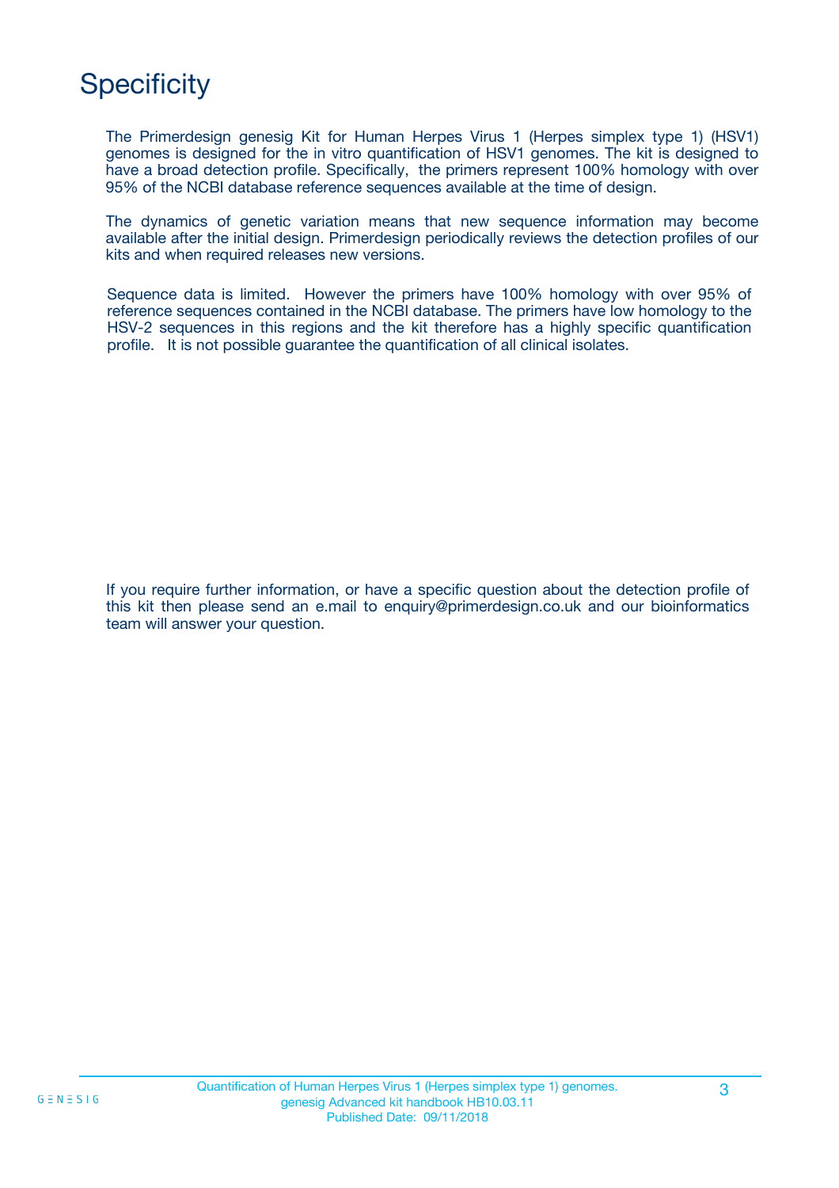# Specificity

The Primerdesign genesig Kit for Human Herpes Virus 1 (Herpes simplex type 1) (HSV1) genomes is designed for the in vitro quantification of HSV1 genomes. The kit is designed to have a broad detection profile. Specifically, the primers represent 100% homology with over 95% of the NCBI database reference sequences available at the time of design.

The dynamics of genetic variation means that new sequence information may become available after the initial design. Primerdesign periodically reviews the detection profiles of our kits and when required releases new versions.

Sequence data is limited. However the primers have 100% homology with over 95% of reference sequences contained in the NCBI database. The primers have low homology to the HSV-2 sequences in this regions and the kit therefore has a highly specific quantification profile. It is not possible guarantee the quantification of all clinical isolates.

If you require further information, or have a specific question about the detection profile of this kit then please send an e.mail to enquiry@primerdesign.co.uk and our bioinformatics team will answer your question.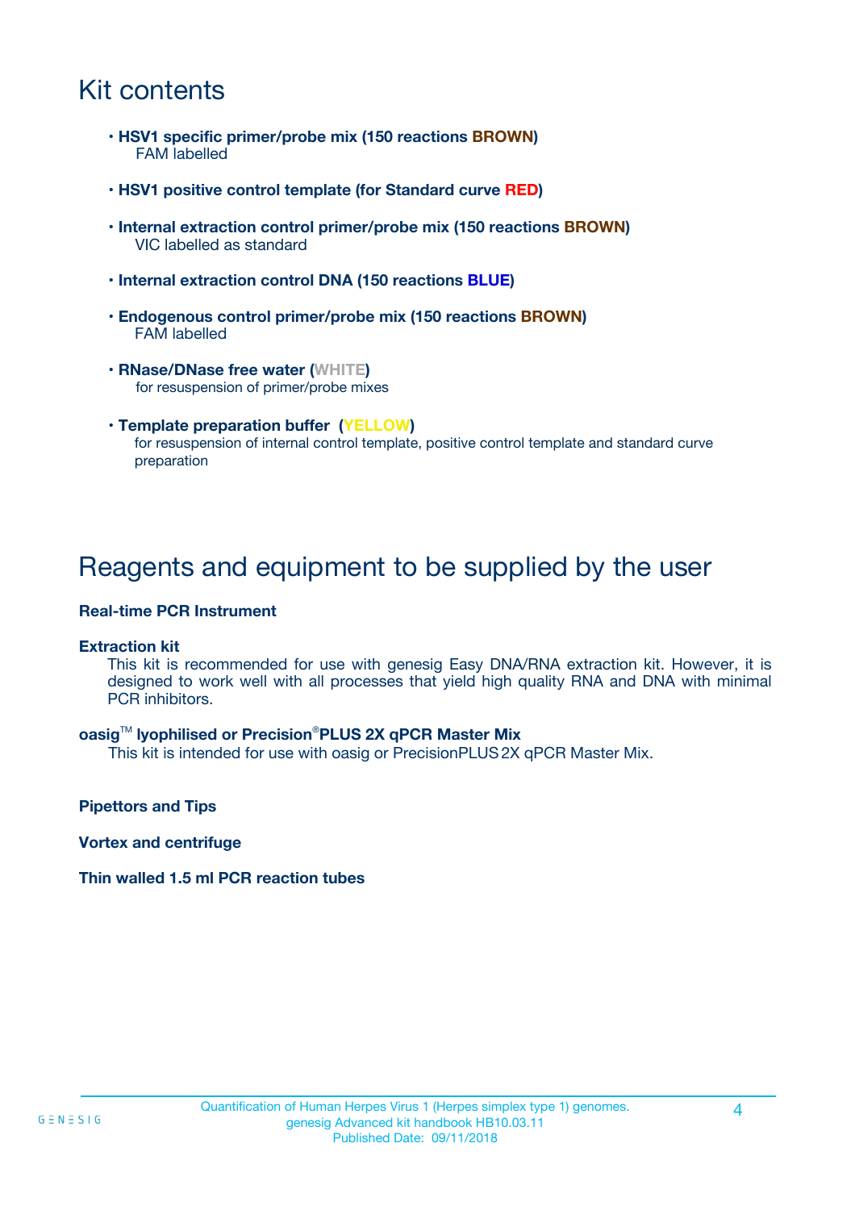# Kit contents

- **HSV1 specific primer/probe mix (150 reactions BROWN)**
  FAM labelled
- **HSV1 positive control template (for Standard curve RED)**
- **Internal extraction control primer/probe mix (150 reactions BROWN)**
  VIC labelled as standard
- **Internal extraction control DNA (150 reactions BLUE)**
- **Endogenous control primer/probe mix (150 reactions BROWN)**
  FAM labelled
- **RNase/DNase free water (WHITE)**
  for resuspension of primer/probe mixes
- **Template preparation buffer (YELLOW)**
  for resuspension of internal control template, positive control template and standard curve preparation

# Reagents and equipment to be supplied by the user

**Real-time PCR Instrument**

**Extraction kit**

This kit is recommended for use with genesig Easy DNA/RNA extraction kit. However, it is designed to work well with all processes that yield high quality RNA and DNA with minimal PCR inhibitors.

**oasig™ lyophilised or Precision®PLUS 2X qPCR Master Mix**

This kit is intended for use with oasig or PrecisionPLUS 2X qPCR Master Mix.

**Pipettors and Tips**

**Vortex and centrifuge**

**Thin walled 1.5 ml PCR reaction tubes**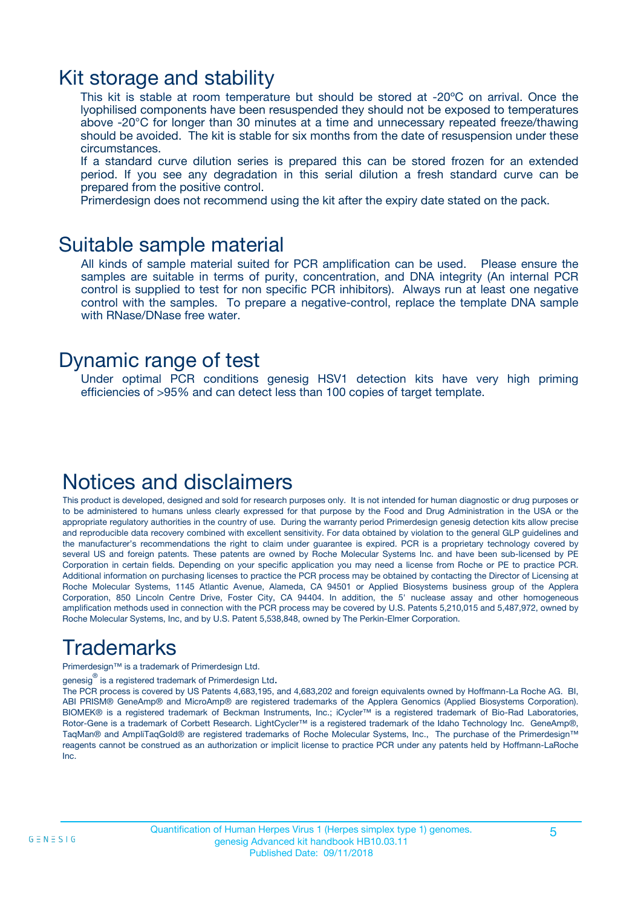# Kit storage and stability

This kit is stable at room temperature but should be stored at -20ºC on arrival. Once the lyophilised components have been resuspended they should not be exposed to temperatures above -20°C for longer than 30 minutes at a time and unnecessary repeated freeze/thawing should be avoided. The kit is stable for six months from the date of resuspension under these circumstances.

If a standard curve dilution series is prepared this can be stored frozen for an extended period. If you see any degradation in this serial dilution a fresh standard curve can be prepared from the positive control.

Primerdesign does not recommend using the kit after the expiry date stated on the pack.

# Suitable sample material

All kinds of sample material suited for PCR amplification can be used. Please ensure the samples are suitable in terms of purity, concentration, and DNA integrity (An internal PCR control is supplied to test for non specific PCR inhibitors). Always run at least one negative control with the samples. To prepare a negative-control, replace the template DNA sample with RNase/DNase free water.

# Dynamic range of test

Under optimal PCR conditions genesig HSV1 detection kits have very high priming efficiencies of >95% and can detect less than 100 copies of target template.

# Notices and disclaimers

This product is developed, designed and sold for research purposes only. It is not intended for human diagnostic or drug purposes or to be administered to humans unless clearly expressed for that purpose by the Food and Drug Administration in the USA or the appropriate regulatory authorities in the country of use. During the warranty period Primerdesign genesig detection kits allow precise and reproducible data recovery combined with excellent sensitivity. For data obtained by violation to the general GLP guidelines and the manufacturer's recommendations the right to claim under guarantee is expired. PCR is a proprietary technology covered by several US and foreign patents. These patents are owned by Roche Molecular Systems Inc. and have been sub-licensed by PE Corporation in certain fields. Depending on your specific application you may need a license from Roche or PE to practice PCR. Additional information on purchasing licenses to practice the PCR process may be obtained by contacting the Director of Licensing at Roche Molecular Systems, 1145 Atlantic Avenue, Alameda, CA 94501 or Applied Biosystems business group of the Applera Corporation, 850 Lincoln Centre Drive, Foster City, CA 94404. In addition, the 5' nuclease assay and other homogeneous amplification methods used in connection with the PCR process may be covered by U.S. Patents 5,210,015 and 5,487,972, owned by Roche Molecular Systems, Inc, and by U.S. Patent 5,538,848, owned by The Perkin-Elmer Corporation.

# Trademarks

Primerdesign™ is a trademark of Primerdesign Ltd.

genesig® is a registered trademark of Primerdesign Ltd.

The PCR process is covered by US Patents 4,683,195, and 4,683,202 and foreign equivalents owned by Hoffmann-La Roche AG. BI, ABI PRISM® GeneAmp® and MicroAmp® are registered trademarks of the Applera Genomics (Applied Biosystems Corporation). BIOMEK® is a registered trademark of Beckman Instruments, Inc.; iCycler™ is a registered trademark of Bio-Rad Laboratories, Rotor-Gene is a trademark of Corbett Research. LightCycler™ is a registered trademark of the Idaho Technology Inc. GeneAmp®, TaqMan® and AmpliTaqGold® are registered trademarks of Roche Molecular Systems, Inc., The purchase of the Primerdesign™ reagents cannot be construed as an authorization or implicit license to practice PCR under any patents held by Hoffmann-LaRoche Inc.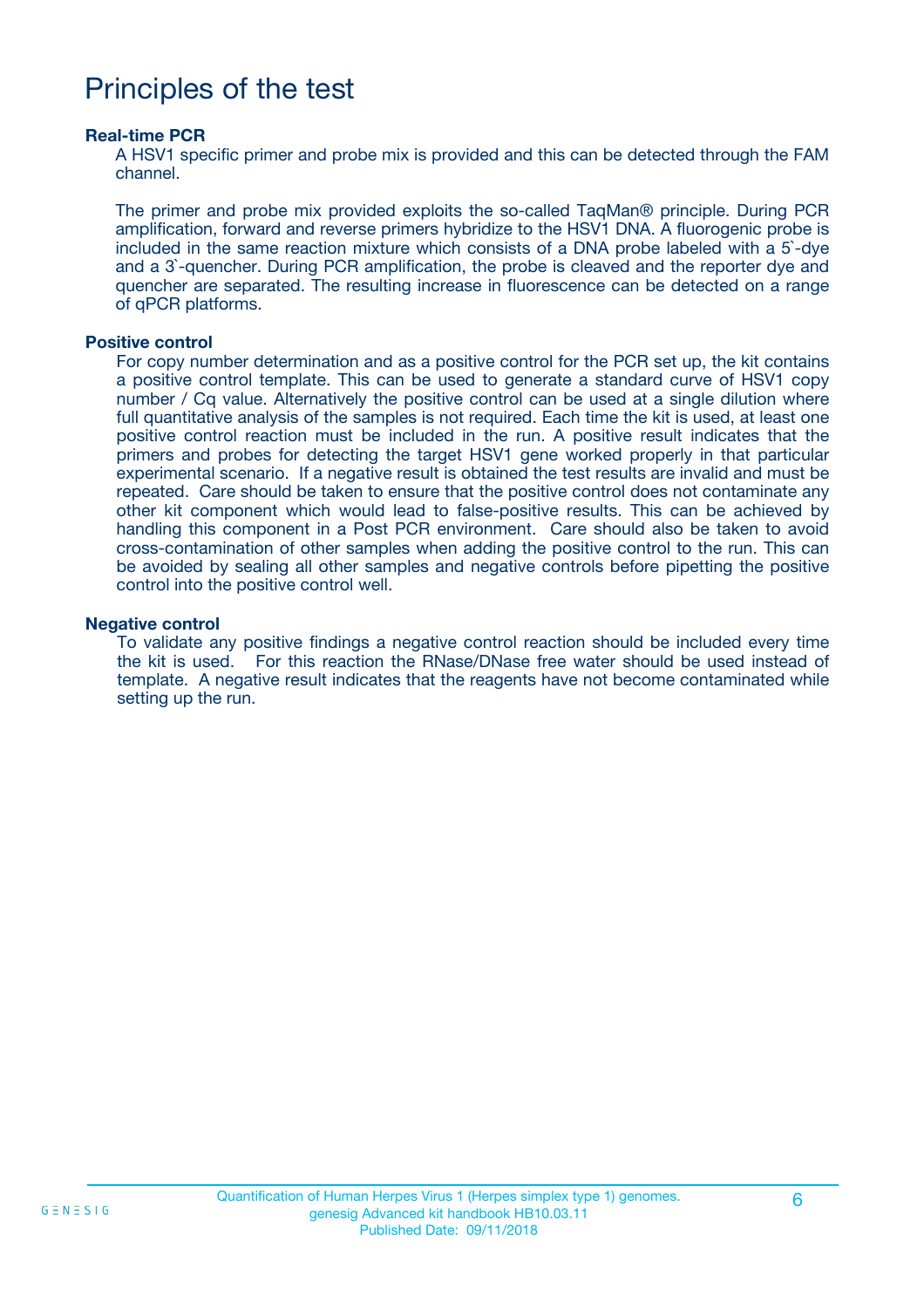# Principles of the test

**Real-time PCR**

A HSV1 specific primer and probe mix is provided and this can be detected through the FAM channel.

The primer and probe mix provided exploits the so-called TaqMan® principle. During PCR amplification, forward and reverse primers hybridize to the HSV1 DNA. A fluorogenic probe is included in the same reaction mixture which consists of a DNA probe labeled with a 5`-dye and a 3`-quencher. During PCR amplification, the probe is cleaved and the reporter dye and quencher are separated. The resulting increase in fluorescence can be detected on a range of qPCR platforms.

**Positive control**

For copy number determination and as a positive control for the PCR set up, the kit contains a positive control template. This can be used to generate a standard curve of HSV1 copy number / Cq value. Alternatively the positive control can be used at a single dilution where full quantitative analysis of the samples is not required. Each time the kit is used, at least one positive control reaction must be included in the run. A positive result indicates that the primers and probes for detecting the target HSV1 gene worked properly in that particular experimental scenario. If a negative result is obtained the test results are invalid and must be repeated. Care should be taken to ensure that the positive control does not contaminate any other kit component which would lead to false-positive results. This can be achieved by handling this component in a Post PCR environment. Care should also be taken to avoid cross-contamination of other samples when adding the positive control to the run. This can be avoided by sealing all other samples and negative controls before pipetting the positive control into the positive control well.

**Negative control**

To validate any positive findings a negative control reaction should be included every time the kit is used. For this reaction the RNase/DNase free water should be used instead of template. A negative result indicates that the reagents have not become contaminated while setting up the run.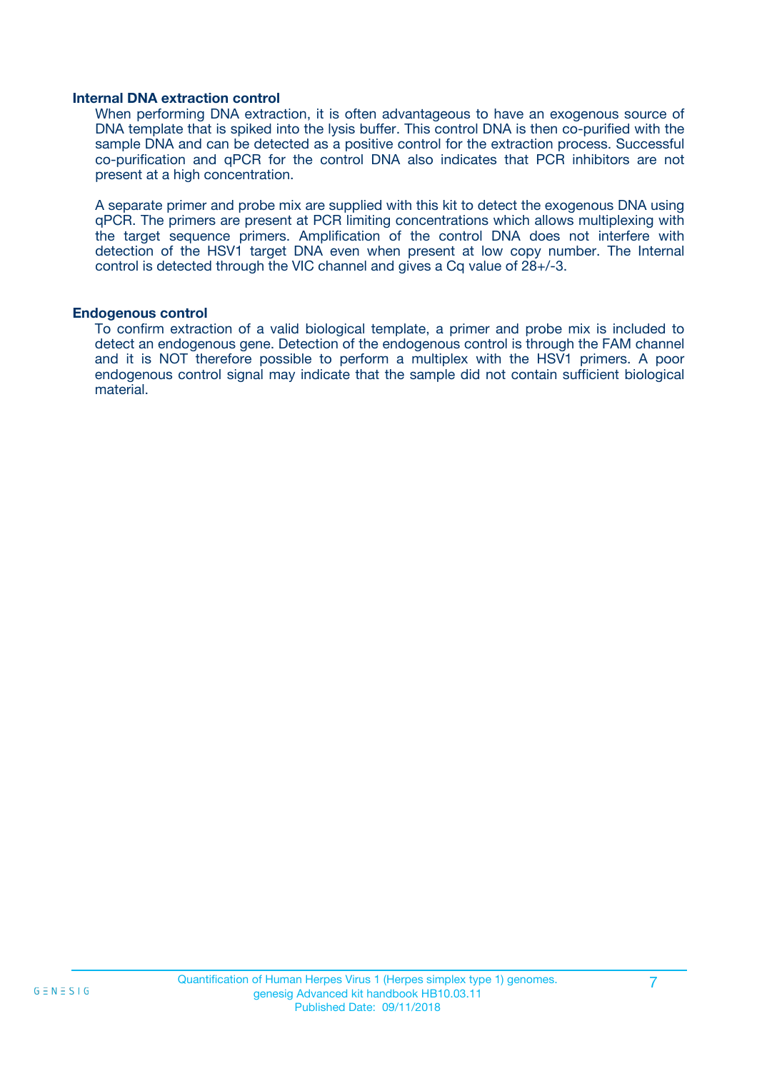### Internal DNA extraction control

When performing DNA extraction, it is often advantageous to have an exogenous source of DNA template that is spiked into the lysis buffer. This control DNA is then co-purified with the sample DNA and can be detected as a positive control for the extraction process. Successful co-purification and qPCR for the control DNA also indicates that PCR inhibitors are not present at a high concentration.

A separate primer and probe mix are supplied with this kit to detect the exogenous DNA using qPCR. The primers are present at PCR limiting concentrations which allows multiplexing with the target sequence primers. Amplification of the control DNA does not interfere with detection of the HSV1 target DNA even when present at low copy number. The Internal control is detected through the VIC channel and gives a Cq value of 28+/-3.

### Endogenous control

To confirm extraction of a valid biological template, a primer and probe mix is included to detect an endogenous gene. Detection of the endogenous control is through the FAM channel and it is NOT therefore possible to perform a multiplex with the HSV1 primers. A poor endogenous control signal may indicate that the sample did not contain sufficient biological material.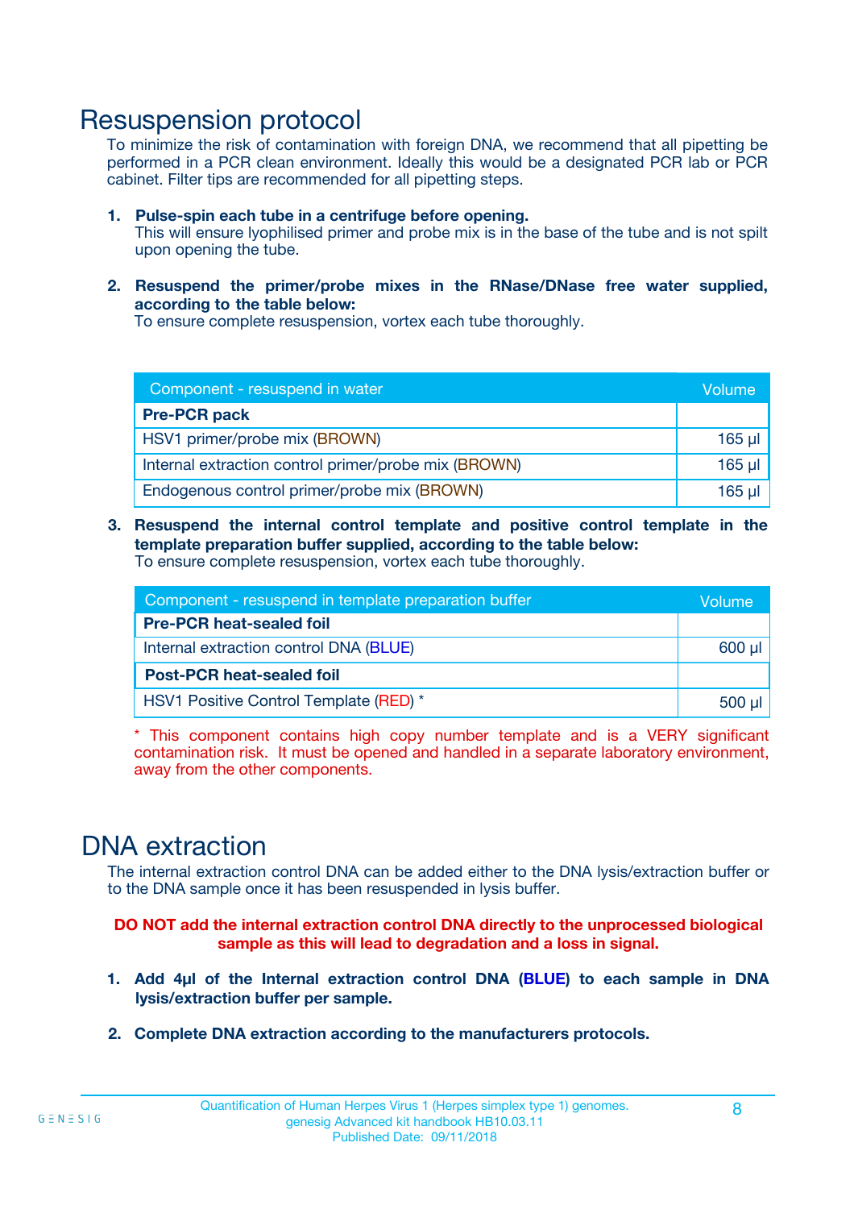# Resuspension protocol

To minimize the risk of contamination with foreign DNA, we recommend that all pipetting be performed in a PCR clean environment. Ideally this would be a designated PCR lab or PCR cabinet. Filter tips are recommended for all pipetting steps.

1. **Pulse-spin each tube in a centrifuge before opening.**
   This will ensure lyophilised primer and probe mix is in the base of the tube and is not spilt upon opening the tube.

2. **Resuspend the primer/probe mixes in the RNase/DNase free water supplied, according to the table below:**
   To ensure complete resuspension, vortex each tube thoroughly.

| Component - resuspend in water | Volume |
|---|---|
| **Pre-PCR pack** | |
| HSV1 primer/probe mix (BROWN) | 165 µl |
| Internal extraction control primer/probe mix (BROWN) | 165 µl |
| Endogenous control primer/probe mix (BROWN) | 165 µl |

3. **Resuspend the internal control template and positive control template in the template preparation buffer supplied, according to the table below:**
   To ensure complete resuspension, vortex each tube thoroughly.

| Component - resuspend in template preparation buffer | Volume |
|---|---|
| **Pre-PCR heat-sealed foil** | |
| Internal extraction control DNA (BLUE) | 600 µl |
| **Post-PCR heat-sealed foil** | |
| HSV1 Positive Control Template (RED) * | 500 µl |

* This component contains high copy number template and is a VERY significant contamination risk. It must be opened and handled in a separate laboratory environment, away from the other components.

# DNA extraction

The internal extraction control DNA can be added either to the DNA lysis/extraction buffer or to the DNA sample once it has been resuspended in lysis buffer.

**DO NOT add the internal extraction control DNA directly to the unprocessed biological sample as this will lead to degradation and a loss in signal.**

1. **Add 4µl of the Internal extraction control DNA (BLUE) to each sample in DNA lysis/extraction buffer per sample.**

2. **Complete DNA extraction according to the manufacturers protocols.**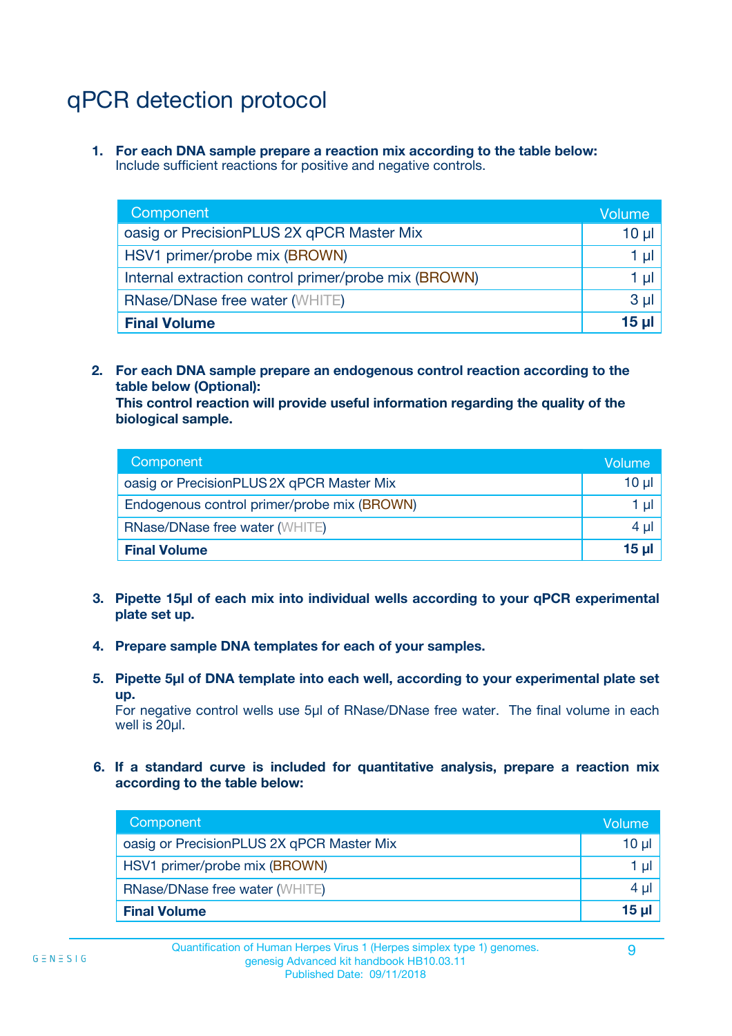# qPCR detection protocol

1. **For each DNA sample prepare a reaction mix according to the table below:**
   Include sufficient reactions for positive and negative controls.

| Component | Volume |
|---|---|
| oasig or PrecisionPLUS 2X qPCR Master Mix | 10 µl |
| HSV1 primer/probe mix (BROWN) | 1 µl |
| Internal extraction control primer/probe mix (BROWN) | 1 µl |
| RNase/DNase free water (WHITE) | 3 µl |
| **Final Volume** | **15 µl** |

2. **For each DNA sample prepare an endogenous control reaction according to the table below (Optional):**
   **This control reaction will provide useful information regarding the quality of the biological sample.**

| Component | Volume |
|---|---|
| oasig or PrecisionPLUS 2X qPCR Master Mix | 10 µl |
| Endogenous control primer/probe mix (BROWN) | 1 µl |
| RNase/DNase free water (WHITE) | 4 µl |
| **Final Volume** | **15 µl** |

3. **Pipette 15µl of each mix into individual wells according to your qPCR experimental plate set up.**

4. **Prepare sample DNA templates for each of your samples.**

5. **Pipette 5µl of DNA template into each well, according to your experimental plate set up.**
   For negative control wells use 5µl of RNase/DNase free water. The final volume in each well is 20µl.

6. **If a standard curve is included for quantitative analysis, prepare a reaction mix according to the table below:**

| Component | Volume |
|---|---|
| oasig or PrecisionPLUS 2X qPCR Master Mix | 10 µl |
| HSV1 primer/probe mix (BROWN) | 1 µl |
| RNase/DNase free water (WHITE) | 4 µl |
| **Final Volume** | **15 µl** |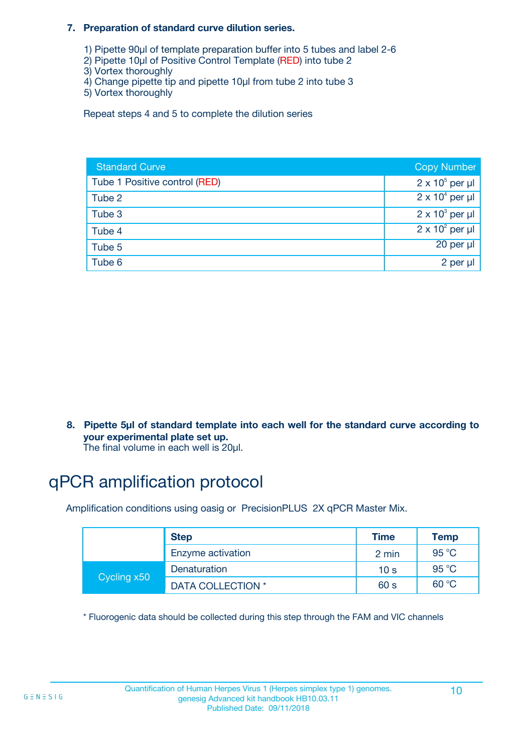**7. Preparation of standard curve dilution series.**

1) Pipette 90µl of template preparation buffer into 5 tubes and label 2-6
2) Pipette 10µl of Positive Control Template (RED) into tube 2
3) Vortex thoroughly
4) Change pipette tip and pipette 10µl from tube 2 into tube 3
5) Vortex thoroughly

Repeat steps 4 and 5 to complete the dilution series

| Standard Curve | Copy Number |
|---|---|
| Tube 1 Positive control (RED) | $2 \times 10^5$ per µl |
| Tube 2 | $2 \times 10^4$ per µl |
| Tube 3 | $2 \times 10^3$ per µl |
| Tube 4 | $2 \times 10^2$ per µl |
| Tube 5 | 20 per µl |
| Tube 6 | 2 per µl |

**8. Pipette 5µl of standard template into each well for the standard curve according to your experimental plate set up.**
The final volume in each well is 20µl.

# qPCR amplification protocol

Amplification conditions using oasig or PrecisionPLUS 2X qPCR Master Mix.

| | Step | Time | Temp |
|---|---|---|---|
| | Enzyme activation | 2 min | 95 °C |
| Cycling x50 | Denaturation | 10 s | 95 °C |
| | DATA COLLECTION * | 60 s | 60 °C |

* Fluorogenic data should be collected during this step through the FAM and VIC channels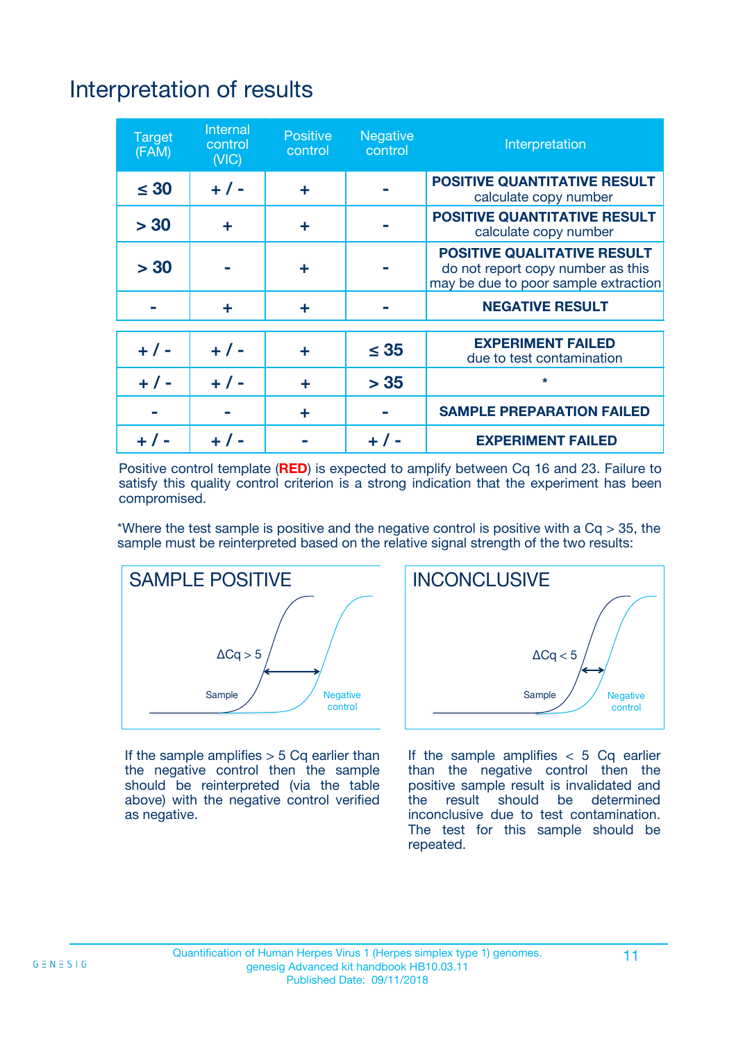# Interpretation of results

| Target (FAM) | Internal control (VIC) | Positive control | Negative control | Interpretation |
|---|---|---|---|---|
| ≤ 30 | + / - | + | - | **POSITIVE QUANTITATIVE RESULT** calculate copy number |
| > 30 | + | + | - | **POSITIVE QUANTITATIVE RESULT** calculate copy number |
| > 30 | - | + | - | **POSITIVE QUALITATIVE RESULT** do not report copy number as this may be due to poor sample extraction |
| - | + | + | - | **NEGATIVE RESULT** |
| + / - | + / - | + | ≤ 35 | **EXPERIMENT FAILED** due to test contamination |
| + / - | + / - | + | > 35 | * |
| - | - | + | - | **SAMPLE PREPARATION FAILED** |
| + / - | + / - | - | + / - | **EXPERIMENT FAILED** |

Positive control template (**RED**) is expected to amplify between Cq 16 and 23. Failure to satisfy this quality control criterion is a strong indication that the experiment has been compromised.

*Where the test sample is positive and the negative control is positive with a Cq > 35, the sample must be reinterpreted based on the relative signal strength of the two results:

**SAMPLE POSITIVE**

ΔCq > 5

Sample — Negative control

If the sample amplifies > 5 Cq earlier than the negative control then the sample should be reinterpreted (via the table above) with the negative control verified as negative.

**INCONCLUSIVE**

ΔCq < 5

Sample — Negative control

If the sample amplifies < 5 Cq earlier than the negative control then the positive sample result is invalidated and the result should be determined inconclusive due to test contamination. The test for this sample should be repeated.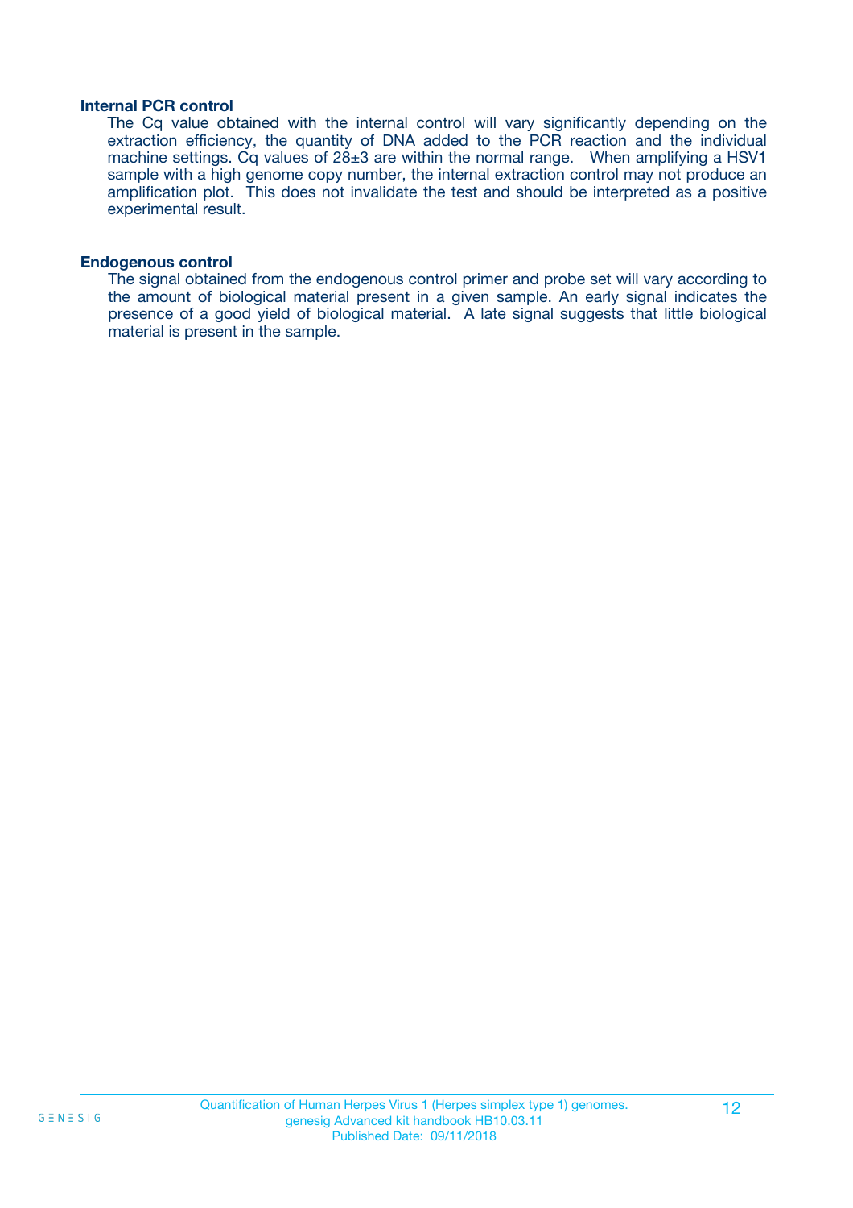### Internal PCR control

The Cq value obtained with the internal control will vary significantly depending on the extraction efficiency, the quantity of DNA added to the PCR reaction and the individual machine settings. Cq values of $28 \pm 3$ are within the normal range. When amplifying a HSV1 sample with a high genome copy number, the internal extraction control may not produce an amplification plot. This does not invalidate the test and should be interpreted as a positive experimental result.

### Endogenous control

The signal obtained from the endogenous control primer and probe set will vary according to the amount of biological material present in a given sample. An early signal indicates the presence of a good yield of biological material. A late signal suggests that little biological material is present in the sample.